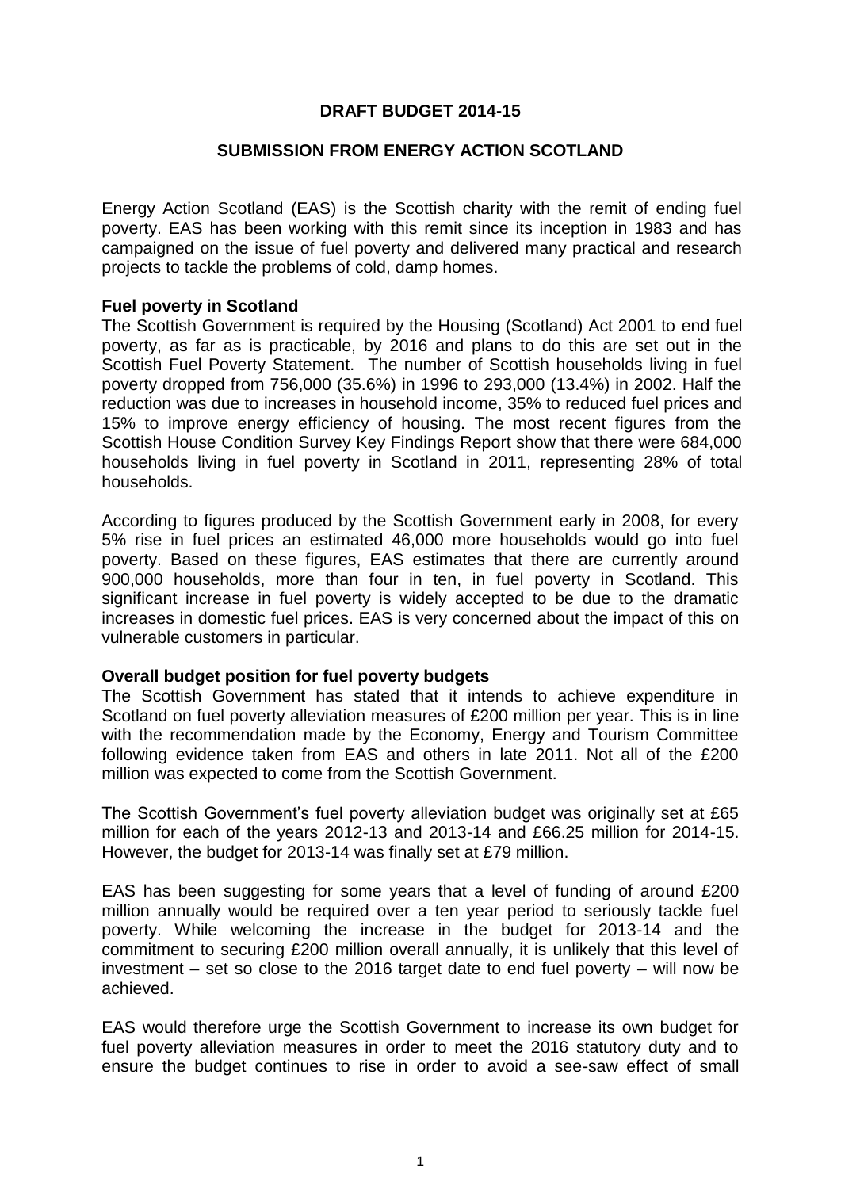# DRAFT BUDGET 2014-15

## SUBMISSION FROM ENERGY ACTION SCOTLAND

Energy Action Scotland (EAS) is the Scottish charity with the remit of ending fuel poverty. EAS has been working with this remit since its inception in 1983 and has campaigned on the issue of fuel poverty and delivered many practical and research projects to tackle the problems of cold, damp homes.

**Fuel poverty in Scotland**

The Scottish Government is required by the Housing (Scotland) Act 2001 to end fuel poverty, as far as is practicable, by 2016 and plans to do this are set out in the Scottish Fuel Poverty Statement. The number of Scottish households living in fuel poverty dropped from 756,000 (35.6%) in 1996 to 293,000 (13.4%) in 2002. Half the reduction was due to increases in household income, 35% to reduced fuel prices and 15% to improve energy efficiency of housing. The most recent figures from the Scottish House Condition Survey Key Findings Report show that there were 684,000 households living in fuel poverty in Scotland in 2011, representing 28% of total households.

According to figures produced by the Scottish Government early in 2008, for every 5% rise in fuel prices an estimated 46,000 more households would go into fuel poverty. Based on these figures, EAS estimates that there are currently around 900,000 households, more than four in ten, in fuel poverty in Scotland. This significant increase in fuel poverty is widely accepted to be due to the dramatic increases in domestic fuel prices. EAS is very concerned about the impact of this on vulnerable customers in particular.

**Overall budget position for fuel poverty budgets**

The Scottish Government has stated that it intends to achieve expenditure in Scotland on fuel poverty alleviation measures of £200 million per year. This is in line with the recommendation made by the Economy, Energy and Tourism Committee following evidence taken from EAS and others in late 2011. Not all of the £200 million was expected to come from the Scottish Government.

The Scottish Government's fuel poverty alleviation budget was originally set at £65 million for each of the years 2012-13 and 2013-14 and £66.25 million for 2014-15. However, the budget for 2013-14 was finally set at £79 million.

EAS has been suggesting for some years that a level of funding of around £200 million annually would be required over a ten year period to seriously tackle fuel poverty. While welcoming the increase in the budget for 2013-14 and the commitment to securing £200 million overall annually, it is unlikely that this level of investment – set so close to the 2016 target date to end fuel poverty – will now be achieved.

EAS would therefore urge the Scottish Government to increase its own budget for fuel poverty alleviation measures in order to meet the 2016 statutory duty and to ensure the budget continues to rise in order to avoid a see-saw effect of small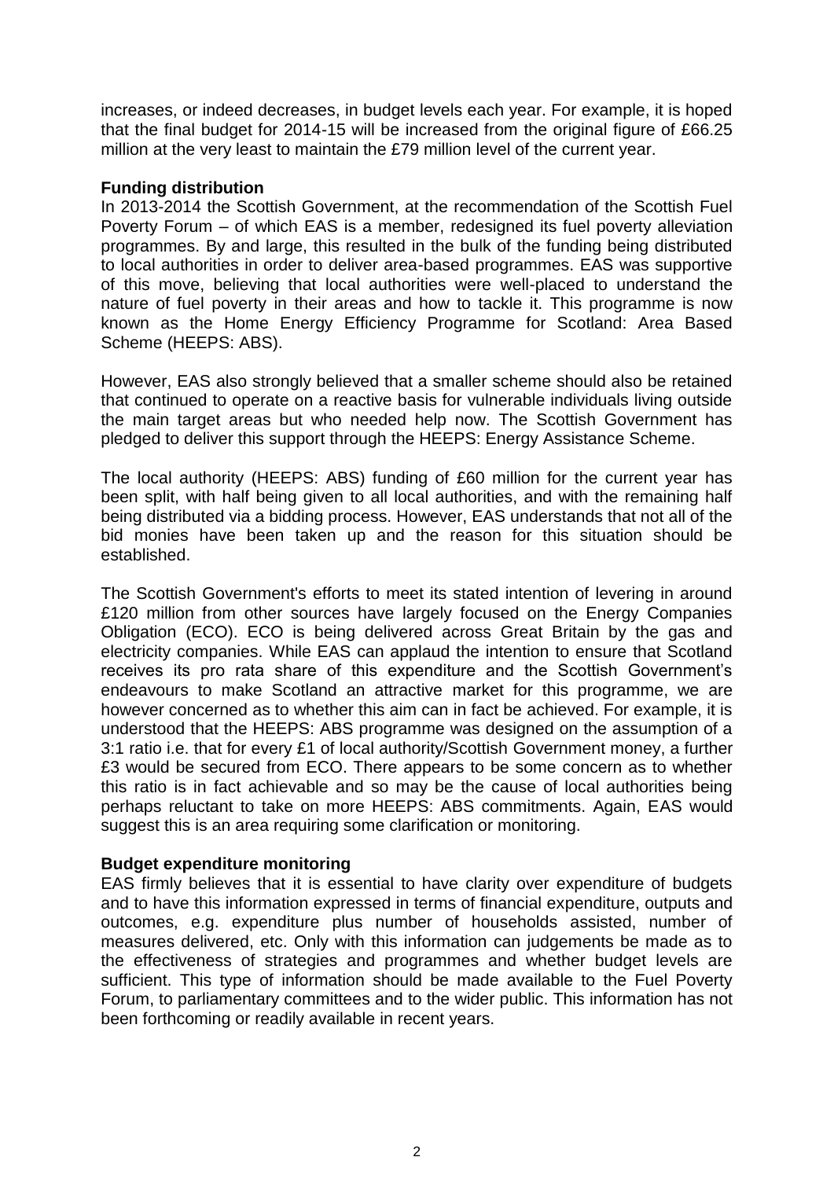increases, or indeed decreases, in budget levels each year. For example, it is hoped that the final budget for 2014-15 will be increased from the original figure of £66.25 million at the very least to maintain the £79 million level of the current year.

**Funding distribution**

In 2013-2014 the Scottish Government, at the recommendation of the Scottish Fuel Poverty Forum – of which EAS is a member, redesigned its fuel poverty alleviation programmes. By and large, this resulted in the bulk of the funding being distributed to local authorities in order to deliver area-based programmes. EAS was supportive of this move, believing that local authorities were well-placed to understand the nature of fuel poverty in their areas and how to tackle it. This programme is now known as the Home Energy Efficiency Programme for Scotland: Area Based Scheme (HEEPS: ABS).

However, EAS also strongly believed that a smaller scheme should also be retained that continued to operate on a reactive basis for vulnerable individuals living outside the main target areas but who needed help now. The Scottish Government has pledged to deliver this support through the HEEPS: Energy Assistance Scheme.

The local authority (HEEPS: ABS) funding of £60 million for the current year has been split, with half being given to all local authorities, and with the remaining half being distributed via a bidding process. However, EAS understands that not all of the bid monies have been taken up and the reason for this situation should be established.

The Scottish Government's efforts to meet its stated intention of levering in around £120 million from other sources have largely focused on the Energy Companies Obligation (ECO). ECO is being delivered across Great Britain by the gas and electricity companies. While EAS can applaud the intention to ensure that Scotland receives its pro rata share of this expenditure and the Scottish Government's endeavours to make Scotland an attractive market for this programme, we are however concerned as to whether this aim can in fact be achieved. For example, it is understood that the HEEPS: ABS programme was designed on the assumption of a 3:1 ratio i.e. that for every £1 of local authority/Scottish Government money, a further £3 would be secured from ECO. There appears to be some concern as to whether this ratio is in fact achievable and so may be the cause of local authorities being perhaps reluctant to take on more HEEPS: ABS commitments. Again, EAS would suggest this is an area requiring some clarification or monitoring.

**Budget expenditure monitoring**

EAS firmly believes that it is essential to have clarity over expenditure of budgets and to have this information expressed in terms of financial expenditure, outputs and outcomes, e.g. expenditure plus number of households assisted, number of measures delivered, etc. Only with this information can judgements be made as to the effectiveness of strategies and programmes and whether budget levels are sufficient. This type of information should be made available to the Fuel Poverty Forum, to parliamentary committees and to the wider public. This information has not been forthcoming or readily available in recent years.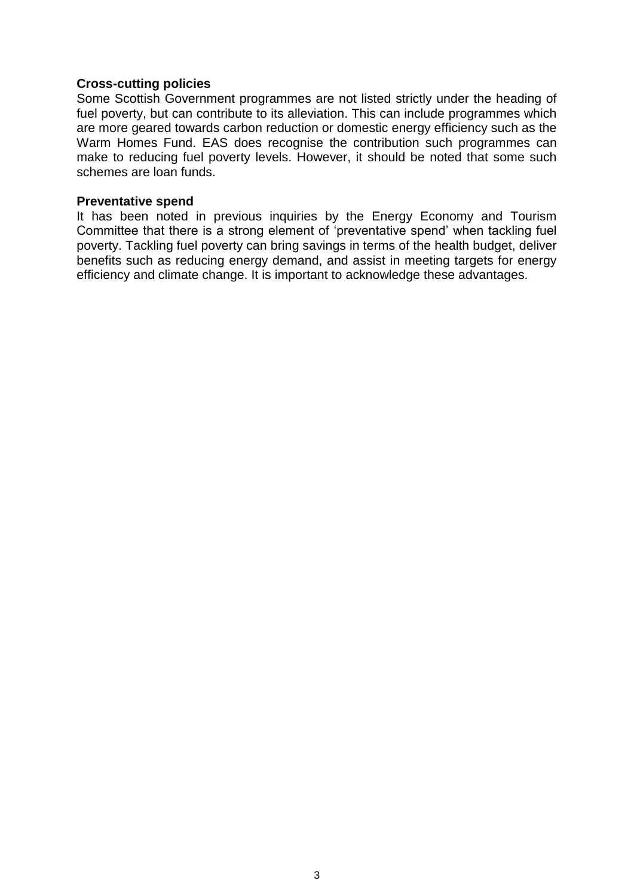**Cross-cutting policies**

Some Scottish Government programmes are not listed strictly under the heading of fuel poverty, but can contribute to its alleviation. This can include programmes which are more geared towards carbon reduction or domestic energy efficiency such as the Warm Homes Fund. EAS does recognise the contribution such programmes can make to reducing fuel poverty levels. However, it should be noted that some such schemes are loan funds.

**Preventative spend**

It has been noted in previous inquiries by the Energy Economy and Tourism Committee that there is a strong element of 'preventative spend' when tackling fuel poverty. Tackling fuel poverty can bring savings in terms of the health budget, deliver benefits such as reducing energy demand, and assist in meeting targets for energy efficiency and climate change. It is important to acknowledge these advantages.